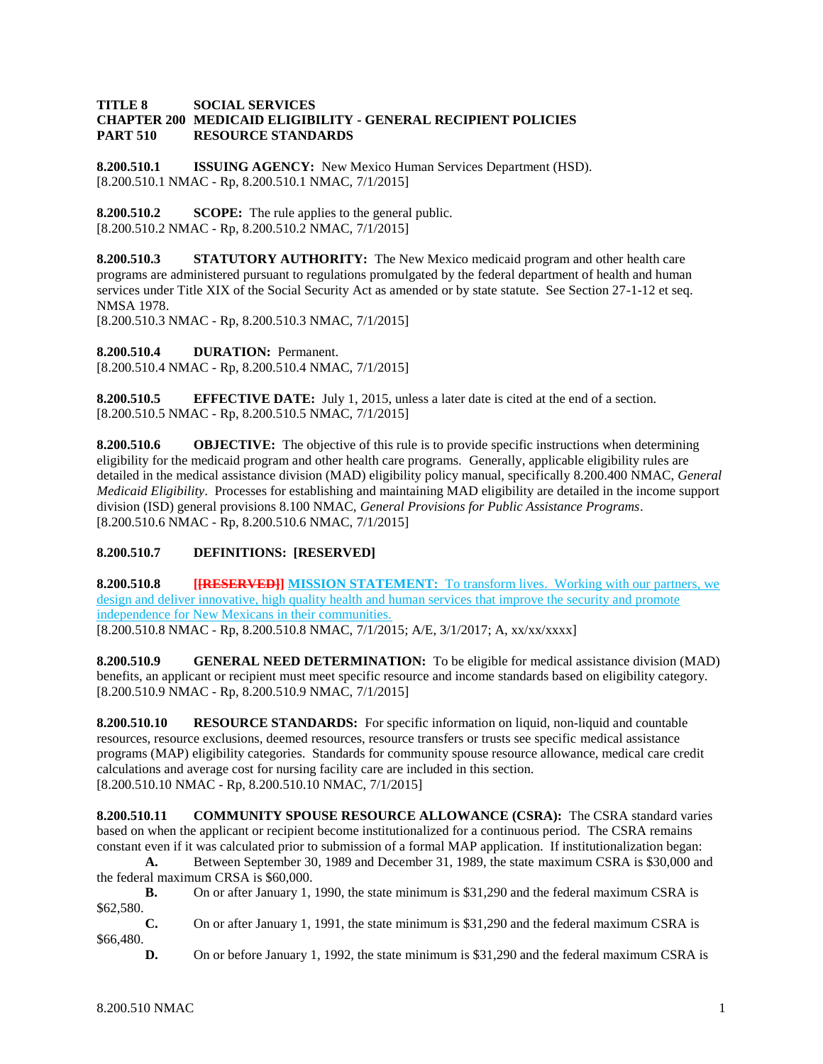**TITLE 8 SOCIAL SERVICES**
**CHAPTER 200 MEDICAID ELIGIBILITY - GENERAL RECIPIENT POLICIES**
**PART 510 RESOURCE STANDARDS**

**8.200.510.1 ISSUING AGENCY:** New Mexico Human Services Department (HSD).
[8.200.510.1 NMAC - Rp, 8.200.510.1 NMAC, 7/1/2015]

**8.200.510.2 SCOPE:** The rule applies to the general public.
[8.200.510.2 NMAC - Rp, 8.200.510.2 NMAC, 7/1/2015]

**8.200.510.3 STATUTORY AUTHORITY:** The New Mexico medicaid program and other health care programs are administered pursuant to regulations promulgated by the federal department of health and human services under Title XIX of the Social Security Act as amended or by state statute. See Section 27-1-12 et seq. NMSA 1978.
[8.200.510.3 NMAC - Rp, 8.200.510.3 NMAC, 7/1/2015]

**8.200.510.4 DURATION:** Permanent.
[8.200.510.4 NMAC - Rp, 8.200.510.4 NMAC, 7/1/2015]

**8.200.510.5 EFFECTIVE DATE:** July 1, 2015, unless a later date is cited at the end of a section.
[8.200.510.5 NMAC - Rp, 8.200.510.5 NMAC, 7/1/2015]

**8.200.510.6 OBJECTIVE:** The objective of this rule is to provide specific instructions when determining eligibility for the medicaid program and other health care programs. Generally, applicable eligibility rules are detailed in the medical assistance division (MAD) eligibility policy manual, specifically 8.200.400 NMAC, *General Medicaid Eligibility*. Processes for establishing and maintaining MAD eligibility are detailed in the income support division (ISD) general provisions 8.100 NMAC, *General Provisions for Public Assistance Programs*.
[8.200.510.6 NMAC - Rp, 8.200.510.6 NMAC, 7/1/2015]

**8.200.510.7 DEFINITIONS: [RESERVED]**

**8.200.510.8** ~~**[[RESERVED]]**~~ **MISSION STATEMENT:** To transform lives. Working with our partners, we design and deliver innovative, high quality health and human services that improve the security and promote independence for New Mexicans in their communities.
[8.200.510.8 NMAC - Rp, 8.200.510.8 NMAC, 7/1/2015; A/E, 3/1/2017; A, xx/xx/xxxx]

**8.200.510.9 GENERAL NEED DETERMINATION:** To be eligible for medical assistance division (MAD) benefits, an applicant or recipient must meet specific resource and income standards based on eligibility category.
[8.200.510.9 NMAC - Rp, 8.200.510.9 NMAC, 7/1/2015]

**8.200.510.10 RESOURCE STANDARDS:** For specific information on liquid, non-liquid and countable resources, resource exclusions, deemed resources, resource transfers or trusts see specific medical assistance programs (MAP) eligibility categories. Standards for community spouse resource allowance, medical care credit calculations and average cost for nursing facility care are included in this section.
[8.200.510.10 NMAC - Rp, 8.200.510.10 NMAC, 7/1/2015]

**8.200.510.11 COMMUNITY SPOUSE RESOURCE ALLOWANCE (CSRA):** The CSRA standard varies based on when the applicant or recipient become institutionalized for a continuous period. The CSRA remains constant even if it was calculated prior to submission of a formal MAP application. If institutionalization began:

**A.** Between September 30, 1989 and December 31, 1989, the state maximum CSRA is $30,000 and the federal maximum CRSA is $60,000.

**B.** On or after January 1, 1990, the state minimum is $31,290 and the federal maximum CSRA is $62,580.

**C.** On or after January 1, 1991, the state minimum is $31,290 and the federal maximum CSRA is $66,480.

**D.** On or before January 1, 1992, the state minimum is $31,290 and the federal maximum CSRA is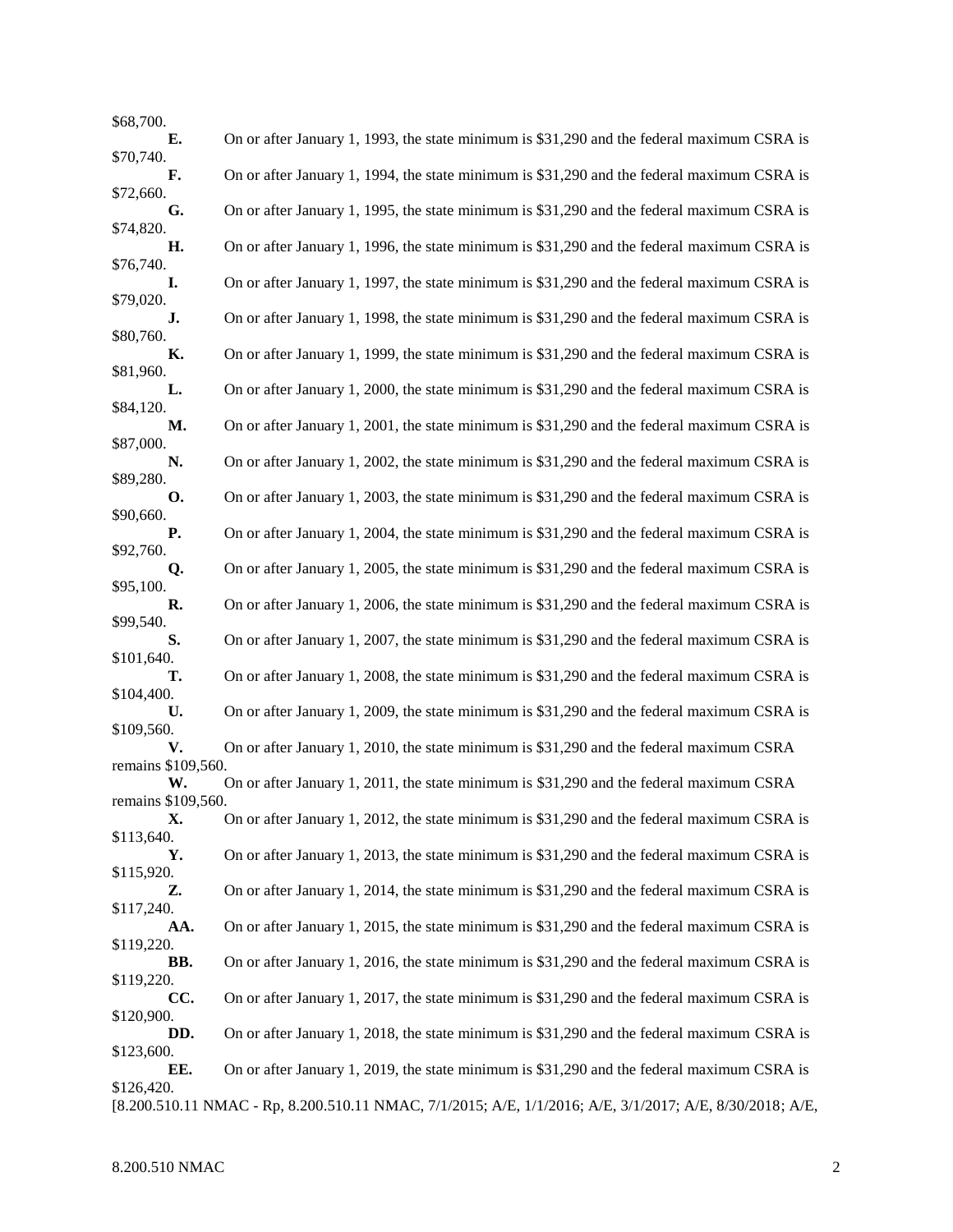$68,700.

**E.** On or after January 1, 1993, the state minimum is $31,290 and the federal maximum CSRA is $70,740.

**F.** On or after January 1, 1994, the state minimum is $31,290 and the federal maximum CSRA is $72,660.

**G.** On or after January 1, 1995, the state minimum is $31,290 and the federal maximum CSRA is $74,820.

**H.** On or after January 1, 1996, the state minimum is $31,290 and the federal maximum CSRA is $76,740.

**I.** On or after January 1, 1997, the state minimum is $31,290 and the federal maximum CSRA is $79,020.

**J.** On or after January 1, 1998, the state minimum is $31,290 and the federal maximum CSRA is $80,760.

**K.** On or after January 1, 1999, the state minimum is $31,290 and the federal maximum CSRA is $81,960.

**L.** On or after January 1, 2000, the state minimum is $31,290 and the federal maximum CSRA is $84,120.

**M.** On or after January 1, 2001, the state minimum is $31,290 and the federal maximum CSRA is $87,000.

**N.** On or after January 1, 2002, the state minimum is $31,290 and the federal maximum CSRA is $89,280.

**O.** On or after January 1, 2003, the state minimum is $31,290 and the federal maximum CSRA is $90,660.

**P.** On or after January 1, 2004, the state minimum is $31,290 and the federal maximum CSRA is $92,760.

**Q.** On or after January 1, 2005, the state minimum is $31,290 and the federal maximum CSRA is $95,100.

**R.** On or after January 1, 2006, the state minimum is $31,290 and the federal maximum CSRA is $99,540.

**S.** On or after January 1, 2007, the state minimum is $31,290 and the federal maximum CSRA is $101,640.

**T.** On or after January 1, 2008, the state minimum is $31,290 and the federal maximum CSRA is $104,400.

**U.** On or after January 1, 2009, the state minimum is $31,290 and the federal maximum CSRA is $109,560.

**V.** On or after January 1, 2010, the state minimum is $31,290 and the federal maximum CSRA remains $109,560.

**W.** On or after January 1, 2011, the state minimum is $31,290 and the federal maximum CSRA remains $109,560.

**X.** On or after January 1, 2012, the state minimum is $31,290 and the federal maximum CSRA is $113,640.

**Y.** On or after January 1, 2013, the state minimum is $31,290 and the federal maximum CSRA is $115,920.

**Z.** On or after January 1, 2014, the state minimum is $31,290 and the federal maximum CSRA is $117,240.

**AA.** On or after January 1, 2015, the state minimum is $31,290 and the federal maximum CSRA is $119,220.

**BB.** On or after January 1, 2016, the state minimum is $31,290 and the federal maximum CSRA is $119,220.

**CC.** On or after January 1, 2017, the state minimum is $31,290 and the federal maximum CSRA is $120,900.

**DD.** On or after January 1, 2018, the state minimum is $31,290 and the federal maximum CSRA is $123,600.

**EE.** On or after January 1, 2019, the state minimum is $31,290 and the federal maximum CSRA is $126,420.

[8.200.510.11 NMAC - Rp, 8.200.510.11 NMAC, 7/1/2015; A/E, 1/1/2016; A/E, 3/1/2017; A/E, 8/30/2018; A/E,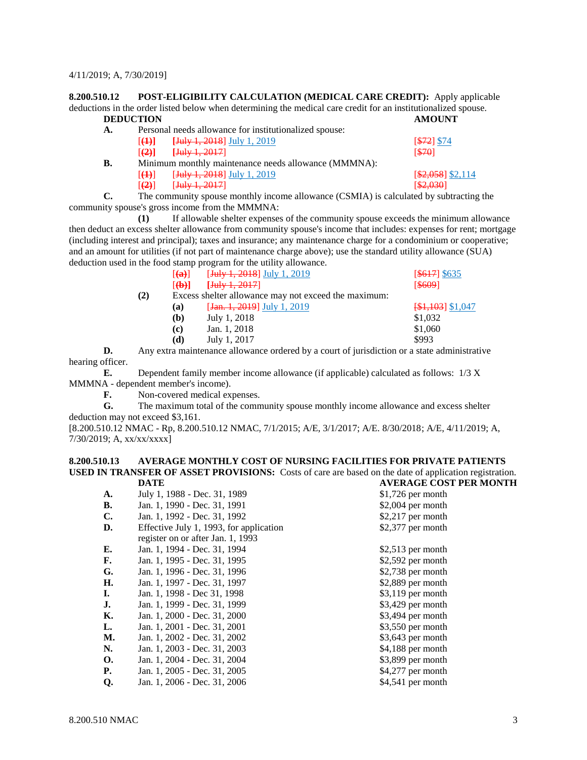4/11/2019; A, 7/30/2019]

**8.200.510.12 POST-ELIGIBILITY CALCULATION (MEDICAL CARE CREDIT):** Apply applicable deductions in the order listed below when determining the medical care credit for an institutionalized spouse.

| | DEDUCTION | AMOUNT |
|---|---|---|
| **A.** | Personal needs allowance for institutionalized spouse: | |
| | [**(1)**] [July 1, 2018] July 1, 2019 | [$72] $74 |
| | [**(2)**] [July 1, 2017] | [$70] |
| **B.** | Minimum monthly maintenance needs allowance (MMMNA): | |
| | [**(1)**] [July 1, 2018] July 1, 2019 | [$2,058] $2,114 |
| | [**(2)**] [July 1, 2017] | [$2,030] |

**C.** The community spouse monthly income allowance (CSMIA) is calculated by subtracting the community spouse's gross income from the MMMNA:

**(1)** If allowable shelter expenses of the community spouse exceeds the minimum allowance then deduct an excess shelter allowance from community spouse's income that includes: expenses for rent; mortgage (including interest and principal); taxes and insurance; any maintenance charge for a condominium or cooperative; and an amount for utilities (if not part of maintenance charge above); use the standard utility allowance (SUA) deduction used in the food stamp program for the utility allowance.

| | | |
|---|---|---|
| [**(a)**] | [July 1, 2018] July 1, 2019 | [$617] $635 |
| [**(b)**] | [July 1, 2017] | [$609] |

**(2)** Excess shelter allowance may not exceed the maximum:

| | | |
|---|---|---|
| **(a)** | [Jan. 1, 2019] July 1, 2019 | [$1,103] $1,047 |
| **(b)** | July 1, 2018 | $1,032 |
| **(c)** | Jan. 1, 2018 | $1,060 |
| **(d)** | July 1, 2017 | $993 |

**D.** Any extra maintenance allowance ordered by a court of jurisdiction or a state administrative hearing officer.

**E.** Dependent family member income allowance (if applicable) calculated as follows: 1/3 X MMMNA - dependent member's income).

**F.** Non-covered medical expenses.

**G.** The maximum total of the community spouse monthly income allowance and excess shelter deduction may not exceed $3,161.

[8.200.510.12 NMAC - Rp, 8.200.510.12 NMAC, 7/1/2015; A/E, 3/1/2017; A/E. 8/30/2018; A/E, 4/11/2019; A, 7/30/2019; A, xx/xx/xxxx]

**8.200.510.13 AVERAGE MONTHLY COST OF NURSING FACILITIES FOR PRIVATE PATIENTS USED IN TRANSFER OF ASSET PROVISIONS:** Costs of care are based on the date of application registration.

| | DATE | AVERAGE COST PER MONTH |
|---|---|---|
| **A.** | July 1, 1988 - Dec. 31, 1989 | $1,726 per month |
| **B.** | Jan. 1, 1990 - Dec. 31, 1991 | $2,004 per month |
| **C.** | Jan. 1, 1992 - Dec. 31, 1992 | $2,217 per month |
| **D.** | Effective July 1, 1993, for application register on or after Jan. 1, 1993 | $2,377 per month |
| **E.** | Jan. 1, 1994 - Dec. 31, 1994 | $2,513 per month |
| **F.** | Jan. 1, 1995 - Dec. 31, 1995 | $2,592 per month |
| **G.** | Jan. 1, 1996 - Dec. 31, 1996 | $2,738 per month |
| **H.** | Jan. 1, 1997 - Dec. 31, 1997 | $2,889 per month |
| **I.** | Jan. 1, 1998 - Dec 31, 1998 | $3,119 per month |
| **J.** | Jan. 1, 1999 - Dec. 31, 1999 | $3,429 per month |
| **K.** | Jan. 1, 2000 - Dec. 31, 2000 | $3,494 per month |
| **L.** | Jan. 1, 2001 - Dec. 31, 2001 | $3,550 per month |
| **M.** | Jan. 1, 2002 - Dec. 31, 2002 | $3,643 per month |
| **N.** | Jan. 1, 2003 - Dec. 31, 2003 | $4,188 per month |
| **O.** | Jan. 1, 2004 - Dec. 31, 2004 | $3,899 per month |
| **P.** | Jan. 1, 2005 - Dec. 31, 2005 | $4,277 per month |
| **Q.** | Jan. 1, 2006 - Dec. 31, 2006 | $4,541 per month |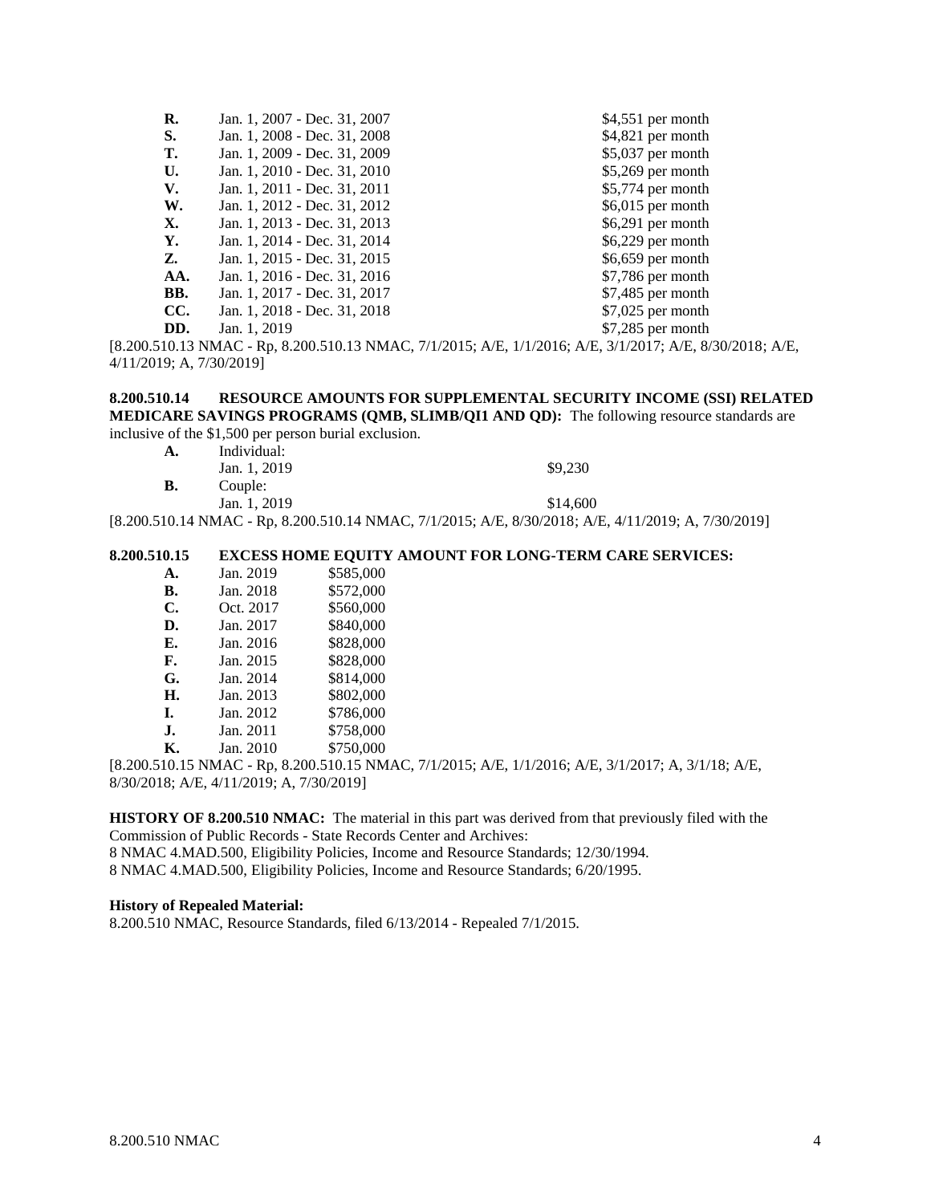| | | |
|---|---|---|
| **R.** | Jan. 1, 2007 - Dec. 31, 2007 | $4,551 per month |
| **S.** | Jan. 1, 2008 - Dec. 31, 2008 | $4,821 per month |
| **T.** | Jan. 1, 2009 - Dec. 31, 2009 | $5,037 per month |
| **U.** | Jan. 1, 2010 - Dec. 31, 2010 | $5,269 per month |
| **V.** | Jan. 1, 2011 - Dec. 31, 2011 | $5,774 per month |
| **W.** | Jan. 1, 2012 - Dec. 31, 2012 | $6,015 per month |
| **X.** | Jan. 1, 2013 - Dec. 31, 2013 | $6,291 per month |
| **Y.** | Jan. 1, 2014 - Dec. 31, 2014 | $6,229 per month |
| **Z.** | Jan. 1, 2015 - Dec. 31, 2015 | $6,659 per month |
| **AA.** | Jan. 1, 2016 - Dec. 31, 2016 | $7,786 per month |
| **BB.** | Jan. 1, 2017 - Dec. 31, 2017 | $7,485 per month |
| **CC.** | Jan. 1, 2018 - Dec. 31, 2018 | $7,025 per month |
| **DD.** | Jan. 1, 2019 | $7,285 per month |

[8.200.510.13 NMAC - Rp, 8.200.510.13 NMAC, 7/1/2015; A/E, 1/1/2016; A/E, 3/1/2017; A/E, 8/30/2018; A/E, 4/11/2019; A, 7/30/2019]

**8.200.510.14 RESOURCE AMOUNTS FOR SUPPLEMENTAL SECURITY INCOME (SSI) RELATED MEDICARE SAVINGS PROGRAMS (QMB, SLIMB/QI1 AND QD):** The following resource standards are inclusive of the $1,500 per person burial exclusion.

**A.** Individual:
Jan. 1, 2019 $9,230

**B.** Couple:
Jan. 1, 2019 $14,600

[8.200.510.14 NMAC - Rp, 8.200.510.14 NMAC, 7/1/2015; A/E, 8/30/2018; A/E, 4/11/2019; A, 7/30/2019]

**8.200.510.15 EXCESS HOME EQUITY AMOUNT FOR LONG-TERM CARE SERVICES:**

| | | |
|---|---|---|
| **A.** | Jan. 2019 | $585,000 |
| **B.** | Jan. 2018 | $572,000 |
| **C.** | Oct. 2017 | $560,000 |
| **D.** | Jan. 2017 | $840,000 |
| **E.** | Jan. 2016 | $828,000 |
| **F.** | Jan. 2015 | $828,000 |
| **G.** | Jan. 2014 | $814,000 |
| **H.** | Jan. 2013 | $802,000 |
| **I.** | Jan. 2012 | $786,000 |
| **J.** | Jan. 2011 | $758,000 |
| **K.** | Jan. 2010 | $750,000 |

[8.200.510.15 NMAC - Rp, 8.200.510.15 NMAC, 7/1/2015; A/E, 1/1/2016; A/E, 3/1/2017; A, 3/1/18; A/E, 8/30/2018; A/E, 4/11/2019; A, 7/30/2019]

**HISTORY OF 8.200.510 NMAC:** The material in this part was derived from that previously filed with the Commission of Public Records - State Records Center and Archives:
8 NMAC 4.MAD.500, Eligibility Policies, Income and Resource Standards; 12/30/1994.
8 NMAC 4.MAD.500, Eligibility Policies, Income and Resource Standards; 6/20/1995.

**History of Repealed Material:**
8.200.510 NMAC, Resource Standards, filed 6/13/2014 - Repealed 7/1/2015.